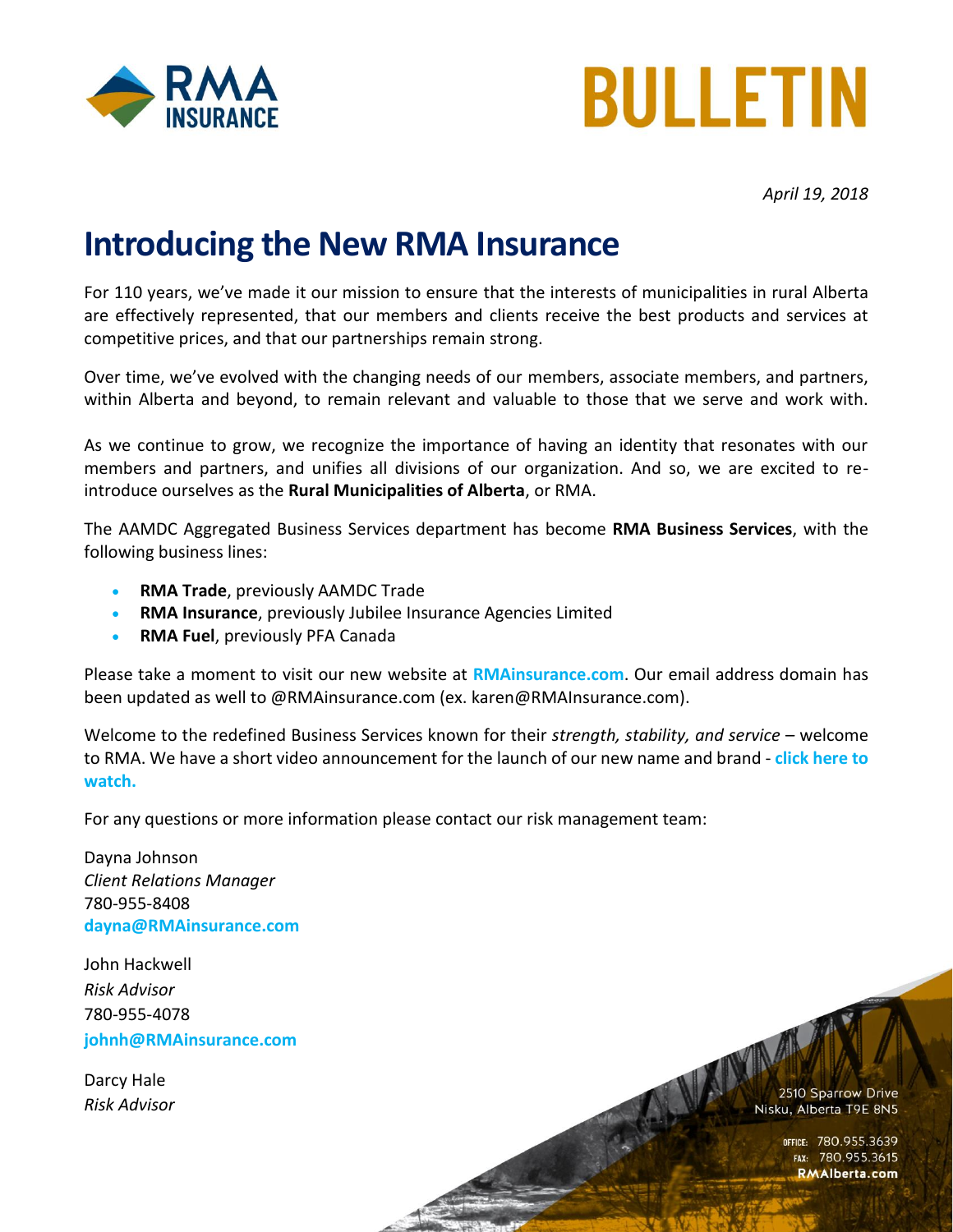RMA INSURANCE

# BULLETIN

*April 19, 2018*

# Introducing the New RMA Insurance

For 110 years, we've made it our mission to ensure that the interests of municipalities in rural Alberta are effectively represented, that our members and clients receive the best products and services at competitive prices, and that our partnerships remain strong.

Over time, we've evolved with the changing needs of our members, associate members, and partners, within Alberta and beyond, to remain relevant and valuable to those that we serve and work with.

As we continue to grow, we recognize the importance of having an identity that resonates with our members and partners, and unifies all divisions of our organization. And so, we are excited to re-introduce ourselves as the **Rural Municipalities of Alberta**, or RMA.

The AAMDC Aggregated Business Services department has become **RMA Business Services**, with the following business lines:

- **RMA Trade**, previously AAMDC Trade
- **RMA Insurance**, previously Jubilee Insurance Agencies Limited
- **RMA Fuel**, previously PFA Canada

Please take a moment to visit our new website at **RMAinsurance.com**. Our email address domain has been updated as well to @RMAinsurance.com (ex. karen@RMAInsurance.com).

Welcome to the redefined Business Services known for their *strength, stability, and service* – welcome to RMA. We have a short video announcement for the launch of our new name and brand - **click here to watch.**

For any questions or more information please contact our risk management team:

Dayna Johnson
*Client Relations Manager*
780-955-8408
**dayna@RMAinsurance.com**

John Hackwell
*Risk Advisor*
780-955-4078
**johnh@RMAinsurance.com**

Darcy Hale
*Risk Advisor*

2510 Sparrow Drive
Nisku, Alberta T9E 8N5

OFFICE: 780.955.3639
FAX: 780.955.3615
**RMAlberta.com**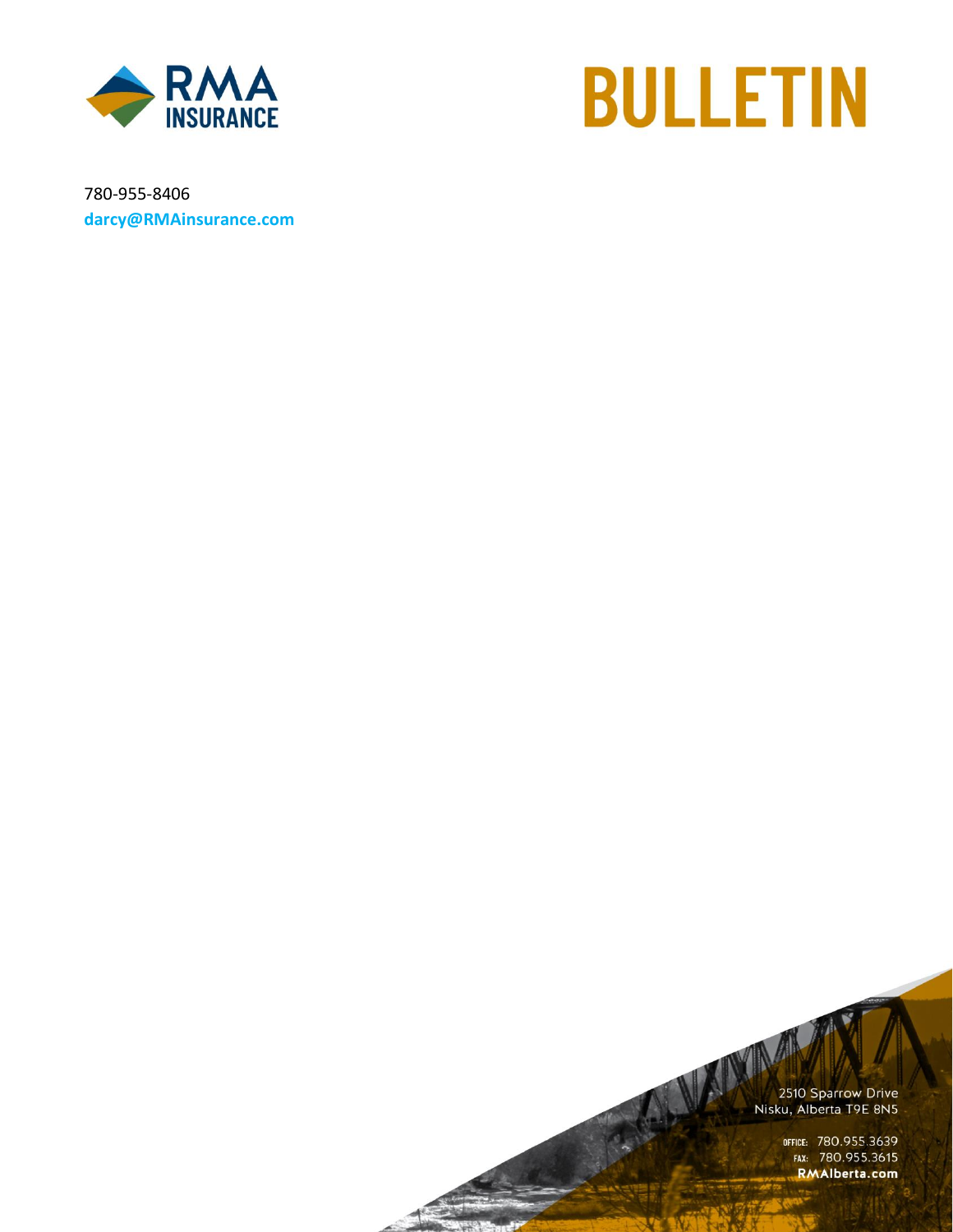RMA INSURANCE

# BULLETIN

780-955-8406
**darcy@RMAinsurance.com**

2510 Sparrow Drive
Nisku, Alberta T9E 8N5

OFFICE: 780.955.3639
FAX: 780.955.3615
**RMAlberta.com**